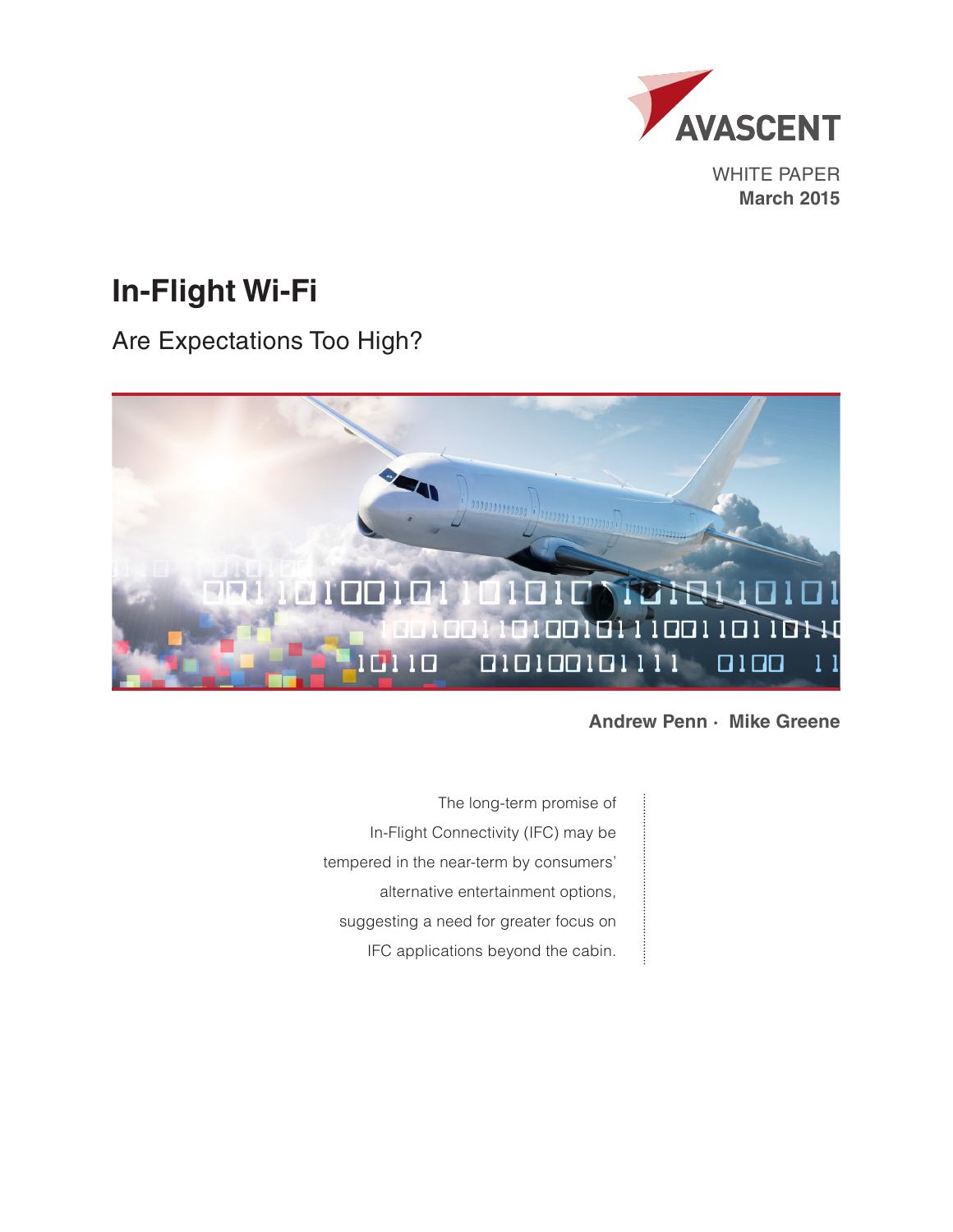AVASCENT

WHITE PAPER
**March 2015**

# In-Flight Wi-Fi

## Are Expectations Too High?

**Andrew Penn · Mike Greene**

The long-term promise of In-Flight Connectivity (IFC) may be tempered in the near-term by consumers' alternative entertainment options, suggesting a need for greater focus on IFC applications beyond the cabin.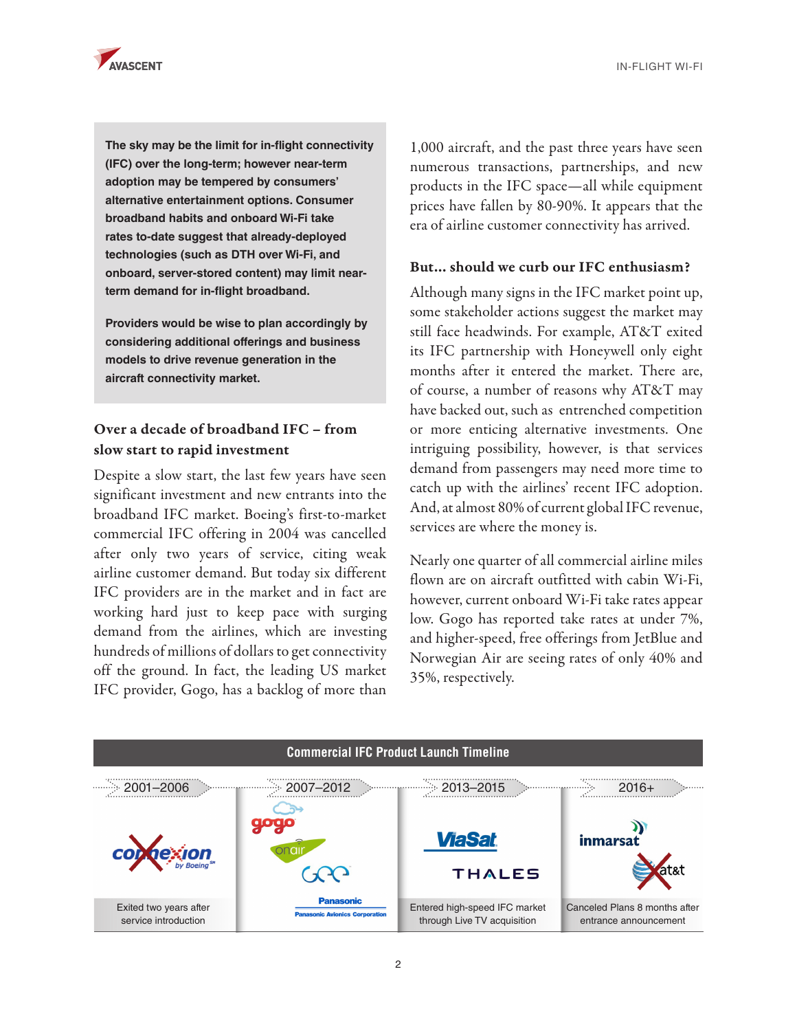**The sky may be the limit for in-flight connectivity (IFC) over the long-term; however near-term adoption may be tempered by consumers' alternative entertainment options. Consumer broadband habits and onboard Wi-Fi take rates to-date suggest that already-deployed technologies (such as DTH over Wi-Fi, and onboard, server-stored content) may limit near-term demand for in-flight broadband.**

**Providers would be wise to plan accordingly by considering additional offerings and business models to drive revenue generation in the aircraft connectivity market.**

## Over a decade of broadband IFC – from slow start to rapid investment

Despite a slow start, the last few years have seen significant investment and new entrants into the broadband IFC market. Boeing's first-to-market commercial IFC offering in 2004 was cancelled after only two years of service, citing weak airline customer demand. But today six different IFC providers are in the market and in fact are working hard just to keep pace with surging demand from the airlines, which are investing hundreds of millions of dollars to get connectivity off the ground. In fact, the leading US market IFC provider, Gogo, has a backlog of more than 1,000 aircraft, and the past three years have seen numerous transactions, partnerships, and new products in the IFC space—all while equipment prices have fallen by 80-90%. It appears that the era of airline customer connectivity has arrived.

## But... should we curb our IFC enthusiasm?

Although many signs in the IFC market point up, some stakeholder actions suggest the market may still face headwinds. For example, AT&T exited its IFC partnership with Honeywell only eight months after it entered the market. There are, of course, a number of reasons why AT&T may have backed out, such as entrenched competition or more enticing alternative investments. One intriguing possibility, however, is that services demand from passengers may need more time to catch up with the airlines' recent IFC adoption. And, at almost 80% of current global IFC revenue, services are where the money is.

Nearly one quarter of all commercial airline miles flown are on aircraft outfitted with cabin Wi-Fi, however, current onboard Wi-Fi take rates appear low. Gogo has reported take rates at under 7%, and higher-speed, free offerings from JetBlue and Norwegian Air are seeing rates of only 40% and 35%, respectively.

**Commercial IFC Product Launch Timeline**

| 2001–2006 | 2007–2012 | 2013–2015 | 2016+ |
|---|---|---|---|
| connexion by Boeing | gogo, OnAir, GEE, Panasonic (Panasonic Avionics Corporation) | ViaSat, THALES | inmarsat, at&t |
| Exited two years after service introduction | | Entered high-speed IFC market through Live TV acquisition | Canceled Plans 8 months after entrance announcement |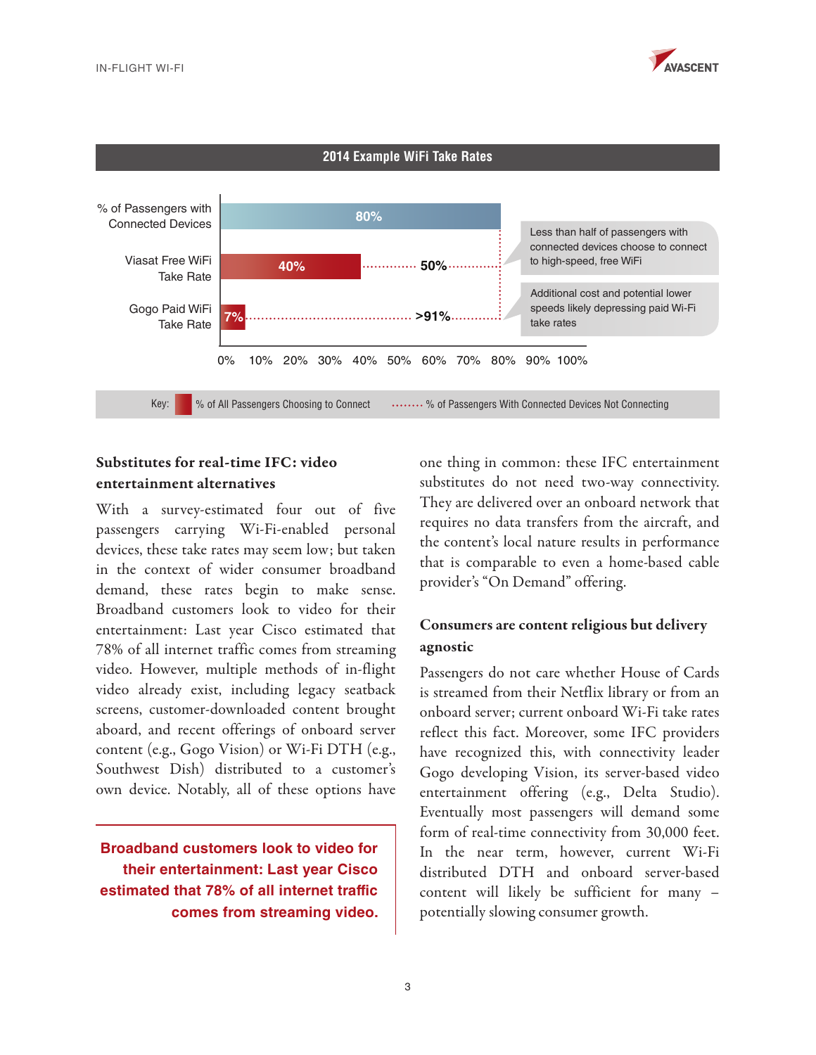**2014 Example WiFi Take Rates**

| | % of All Passengers Choosing to Connect | % of Passengers With Connected Devices Not Connecting |
|---|---|---|
| % of Passengers with Connected Devices | 80% | |
| Viasat Free WiFi Take Rate | 40% | 50% |
| Gogo Paid WiFi Take Rate | 7% | >91% |

Less than half of passengers with connected devices choose to connect to high-speed, free WiFi

Additional cost and potential lower speeds likely depressing paid Wi-Fi take rates

### Substitutes for real-time IFC: video entertainment alternatives

With a survey-estimated four out of five passengers carrying Wi-Fi-enabled personal devices, these take rates may seem low; but taken in the context of wider consumer broadband demand, these rates begin to make sense. Broadband customers look to video for their entertainment: Last year Cisco estimated that 78% of all internet traffic comes from streaming video. However, multiple methods of in-flight video already exist, including legacy seatback screens, customer-downloaded content brought aboard, and recent offerings of onboard server content (e.g., Gogo Vision) or Wi-Fi DTH (e.g., Southwest Dish) distributed to a customer's own device. Notably, all of these options have one thing in common: these IFC entertainment substitutes do not need two-way connectivity. They are delivered over an onboard network that requires no data transfers from the aircraft, and the content's local nature results in performance that is comparable to even a home-based cable provider's "On Demand" offering.

**Broadband customers look to video for their entertainment: Last year Cisco estimated that 78% of all internet traffic comes from streaming video.**

### Consumers are content religious but delivery agnostic

Passengers do not care whether House of Cards is streamed from their Netflix library or from an onboard server; current onboard Wi-Fi take rates reflect this fact. Moreover, some IFC providers have recognized this, with connectivity leader Gogo developing Vision, its server-based video entertainment offering (e.g., Delta Studio). Eventually most passengers will demand some form of real-time connectivity from 30,000 feet. In the near term, however, current Wi-Fi distributed DTH and onboard server-based content will likely be sufficient for many – potentially slowing consumer growth.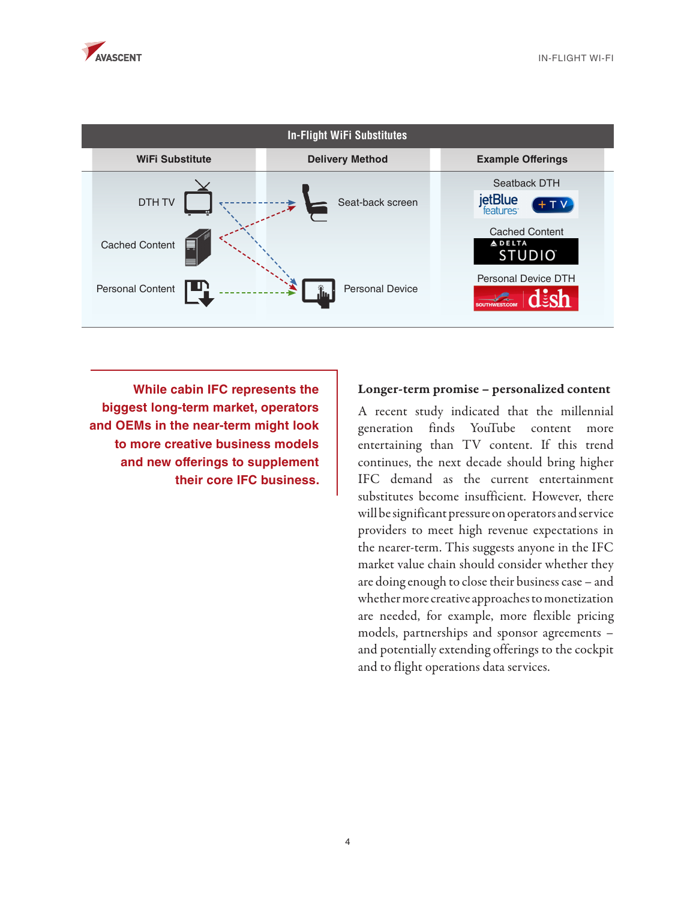**In-Flight WiFi Substitutes**

| WiFi Substitute | Delivery Method | Example Offerings |
|---|---|---|
| DTH TV | Seat-back screen | Seatback DTH: jetBlue features +TV |
| Cached Content | | Cached Content: DELTA STUDIO |
| Personal Content | Personal Device | Personal Device DTH: SOUTHWEST.COM dish |

**While cabin IFC represents the biggest long-term market, operators and OEMs in the near-term might look to more creative business models and new offerings to supplement their core IFC business.**

### Longer-term promise – personalized content

A recent study indicated that the millennial generation finds YouTube content more entertaining than TV content. If this trend continues, the next decade should bring higher IFC demand as the current entertainment substitutes become insufficient. However, there will be significant pressure on operators and service providers to meet high revenue expectations in the nearer-term. This suggests anyone in the IFC market value chain should consider whether they are doing enough to close their business case – and whether more creative approaches to monetization are needed, for example, more flexible pricing models, partnerships and sponsor agreements – and potentially extending offerings to the cockpit and to flight operations data services.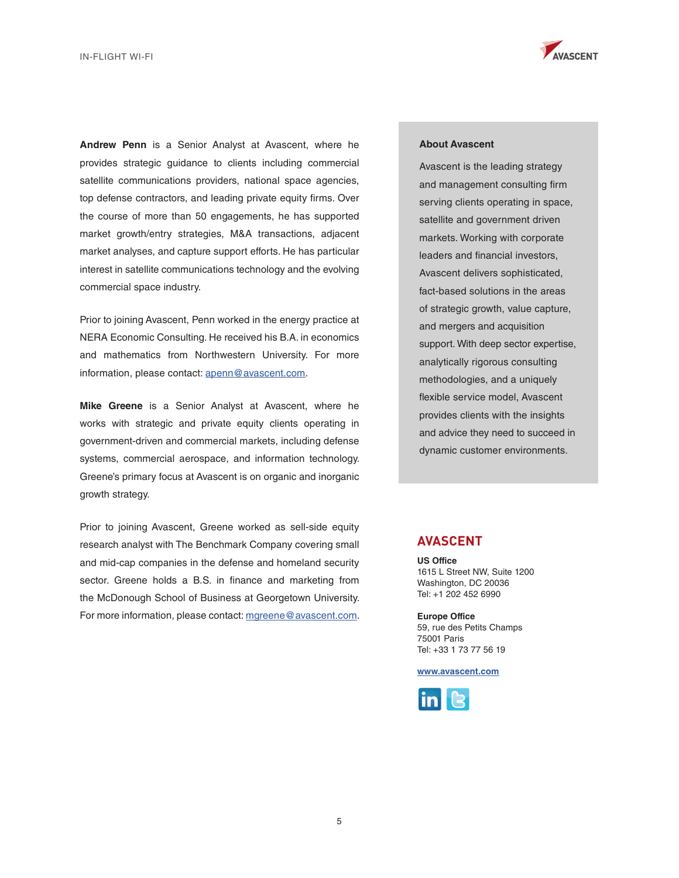**Andrew Penn** is a Senior Analyst at Avascent, where he provides strategic guidance to clients including commercial satellite communications providers, national space agencies, top defense contractors, and leading private equity firms. Over the course of more than 50 engagements, he has supported market growth/entry strategies, M&A transactions, adjacent market analyses, and capture support efforts. He has particular interest in satellite communications technology and the evolving commercial space industry.

Prior to joining Avascent, Penn worked in the energy practice at NERA Economic Consulting. He received his B.A. in economics and mathematics from Northwestern University. For more information, please contact: apenn@avascent.com.

**Mike Greene** is a Senior Analyst at Avascent, where he works with strategic and private equity clients operating in government-driven and commercial markets, including defense systems, commercial aerospace, and information technology. Greene's primary focus at Avascent is on organic and inorganic growth strategy.

Prior to joining Avascent, Greene worked as sell-side equity research analyst with The Benchmark Company covering small and mid-cap companies in the defense and homeland security sector. Greene holds a B.S. in finance and marketing from the McDonough School of Business at Georgetown University. For more information, please contact: mgreene@avascent.com.

### About Avascent

Avascent is the leading strategy and management consulting firm serving clients operating in space, satellite and government driven markets. Working with corporate leaders and financial investors, Avascent delivers sophisticated, fact-based solutions in the areas of strategic growth, value capture, and mergers and acquisition support. With deep sector expertise, analytically rigorous consulting methodologies, and a uniquely flexible service model, Avascent provides clients with the insights and advice they need to succeed in dynamic customer environments.

## AVASCENT

**US Office**
1615 L Street NW, Suite 1200
Washington, DC 20036
Tel: +1 202 452 6990

**Europe Office**
59, rue des Petits Champs
75001 Paris
Tel: +33 1 73 77 56 19

**www.avascent.com**